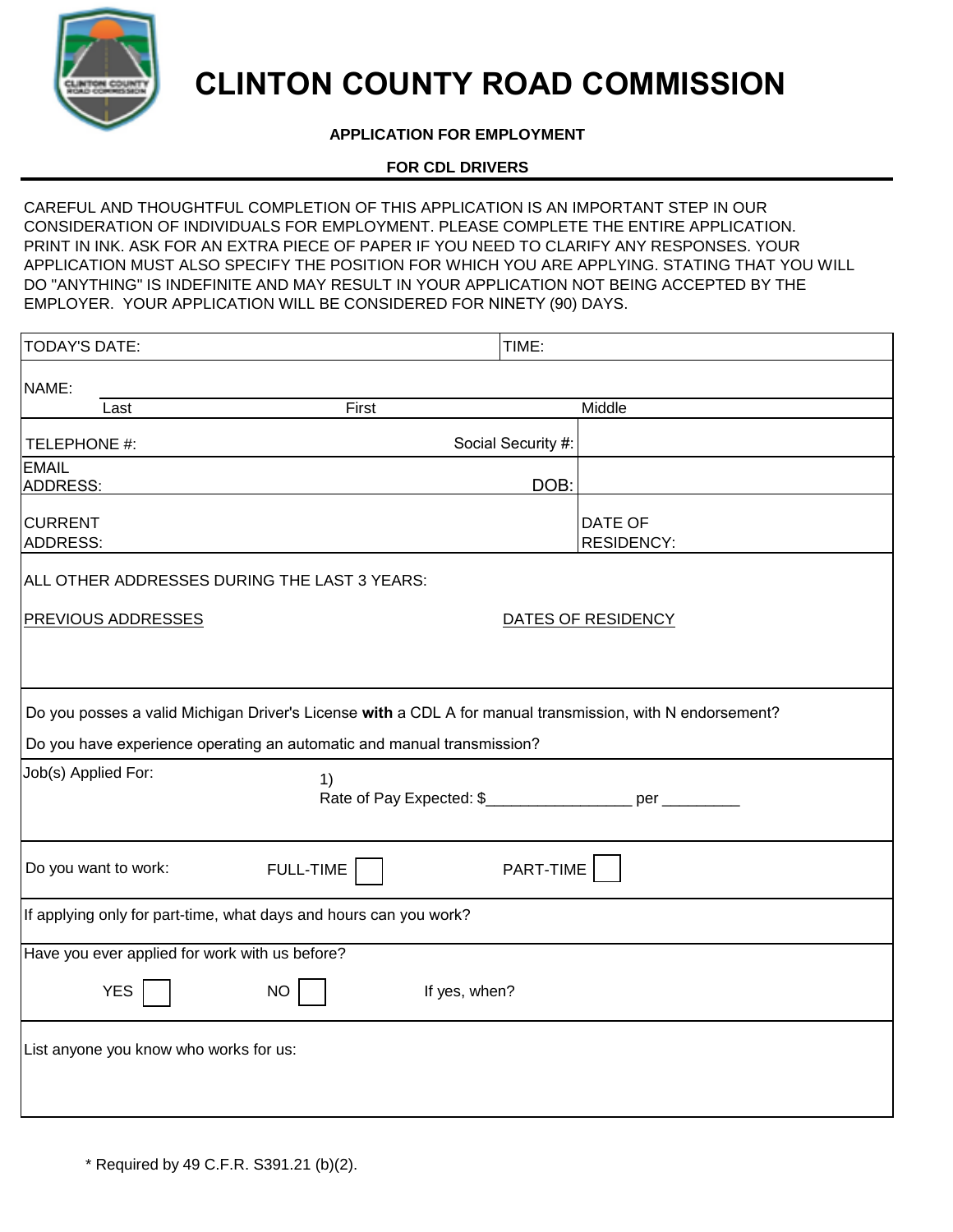# CLINTON COUNTY ROAD COMMISSION

**APPLICATION FOR EMPLOYMENT**

**FOR CDL DRIVERS**

CAREFUL AND THOUGHTFUL COMPLETION OF THIS APPLICATION IS AN IMPORTANT STEP IN OUR CONSIDERATION OF INDIVIDUALS FOR EMPLOYMENT. PLEASE COMPLETE THE ENTIRE APPLICATION. PRINT IN INK. ASK FOR AN EXTRA PIECE OF PAPER IF YOU NEED TO CLARIFY ANY RESPONSES. YOUR APPLICATION MUST ALSO SPECIFY THE POSITION FOR WHICH YOU ARE APPLYING. STATING THAT YOU WILL DO "ANYTHING" IS INDEFINITE AND MAY RESULT IN YOUR APPLICATION NOT BEING ACCEPTED BY THE EMPLOYER. YOUR APPLICATION WILL BE CONSIDERED FOR NINETY (90) DAYS.

| | |
|---|---|
| TODAY'S DATE: | TIME: |
| NAME: Last / First / Middle | |
| TELEPHONE #: Social Security #: | |
| EMAIL ADDRESS: DOB: | |
| CURRENT ADDRESS: | DATE OF RESIDENCY: |

ALL OTHER ADDRESSES DURING THE LAST 3 YEARS:

| PREVIOUS ADDRESSES | DATES OF RESIDENCY |
|---|---|
| | |

Do you posses a valid Michigan Driver's License **with** a CDL A for manual transmission, with N endorsement?

Do you have experience operating an automatic and manual transmission?

Job(s) Applied For: 1)
Rate of Pay Expected: $_________________ per _________

Do you want to work: FULL-TIME ☐ PART-TIME ☐

If applying only for part-time, what days and hours can you work?

Have you ever applied for work with us before?

YES ☐ NO ☐ If yes, when?

List anyone you know who works for us:

\* Required by 49 C.F.R. S391.21 (b)(2).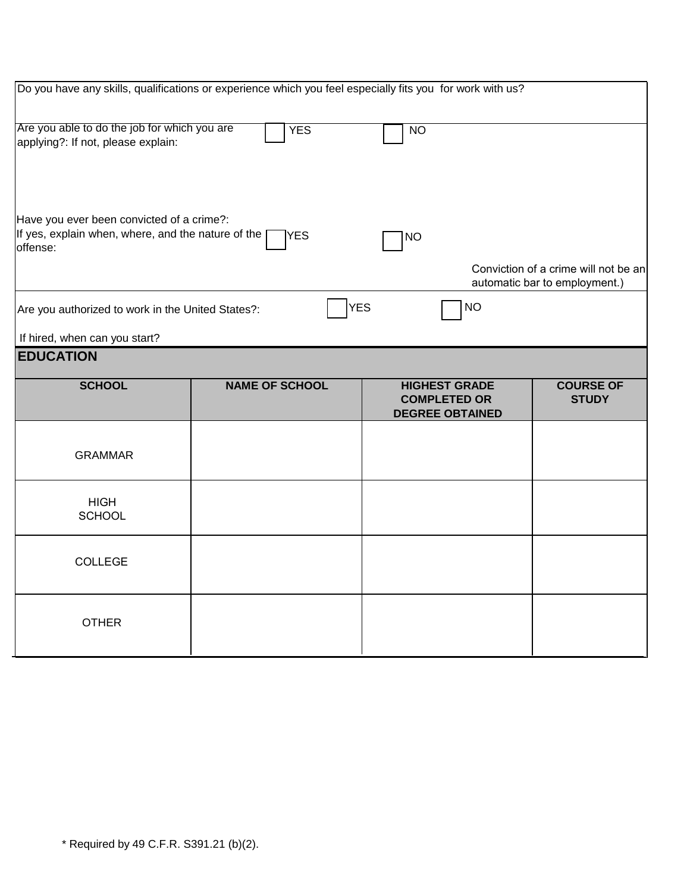Do you have any skills, qualifications or experience which you feel especially fits you for work with us?

Are you able to do the job for which you are applying?: If not, please explain: ☐ YES ☐ NO

Have you ever been convicted of a crime?:
If yes, explain when, where, and the nature of the offense: ☐ YES ☐ NO

Conviction of a crime will not be an automatic bar to employment.)

Are you authorized to work in the United States?: ☐ YES ☐ NO

If hired, when can you start?

## EDUCATION

| SCHOOL | NAME OF SCHOOL | HIGHEST GRADE COMPLETED OR DEGREE OBTAINED | COURSE OF STUDY |
|---|---|---|---|
| GRAMMAR | | | |
| HIGH SCHOOL | | | |
| COLLEGE | | | |
| OTHER | | | |

* Required by 49 C.F.R. S391.21 (b)(2).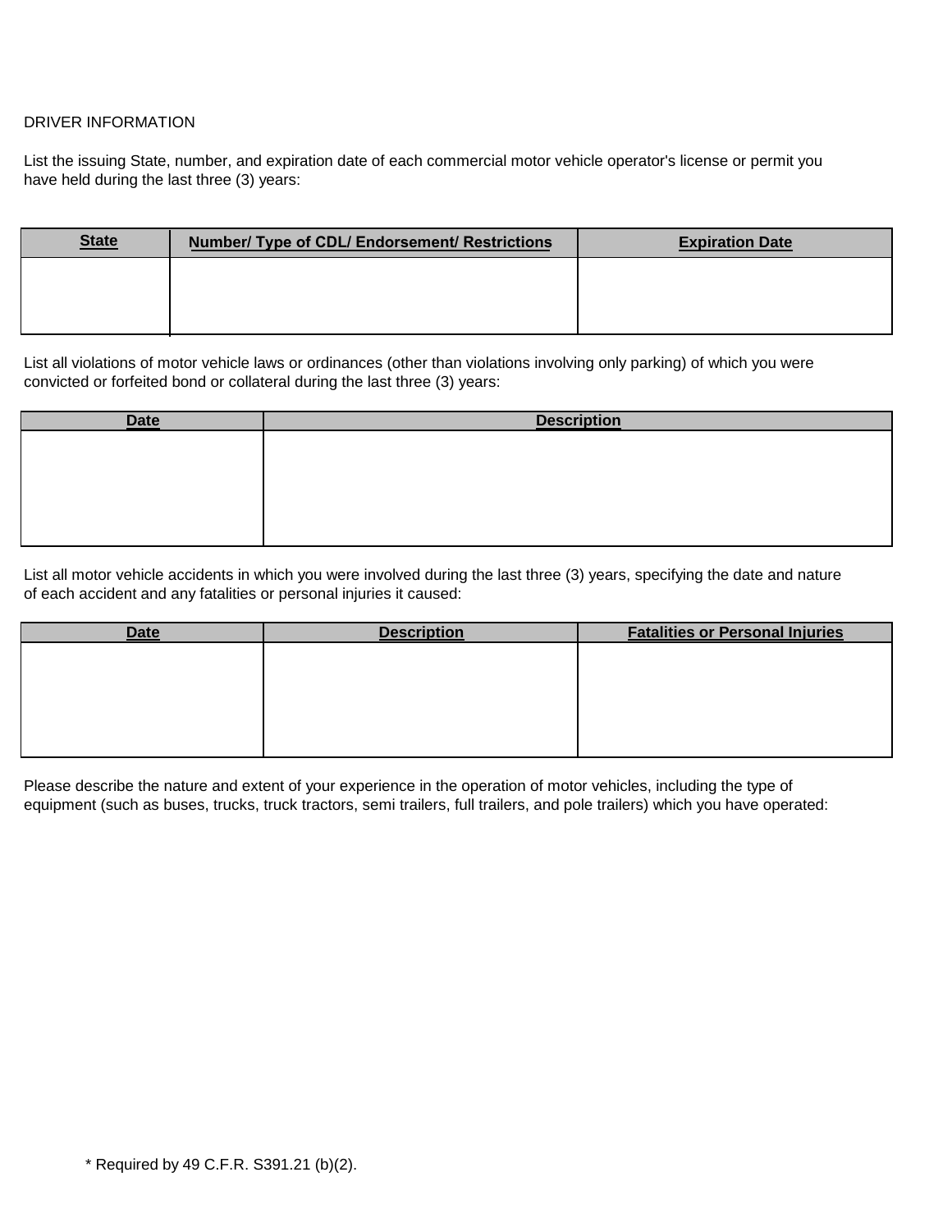DRIVER INFORMATION

List the issuing State, number, and expiration date of each commercial motor vehicle operator's license or permit you have held during the last three (3) years:

| State | Number/ Type of CDL/ Endorsement/ Restrictions | Expiration Date |
|---|---|---|
| | | |

List all violations of motor vehicle laws or ordinances (other than violations involving only parking) of which you were convicted or forfeited bond or collateral during the last three (3) years:

| Date | Description |
|---|---|
| | |

List all motor vehicle accidents in which you were involved during the last three (3) years, specifying the date and nature of each accident and any fatalities or personal injuries it caused:

| Date | Description | Fatalities or Personal Injuries |
|---|---|---|
| | | |

Please describe the nature and extent of your experience in the operation of motor vehicles, including the type of equipment (such as buses, trucks, truck tractors, semi trailers, full trailers, and pole trailers) which you have operated:

* Required by 49 C.F.R. S391.21 (b)(2).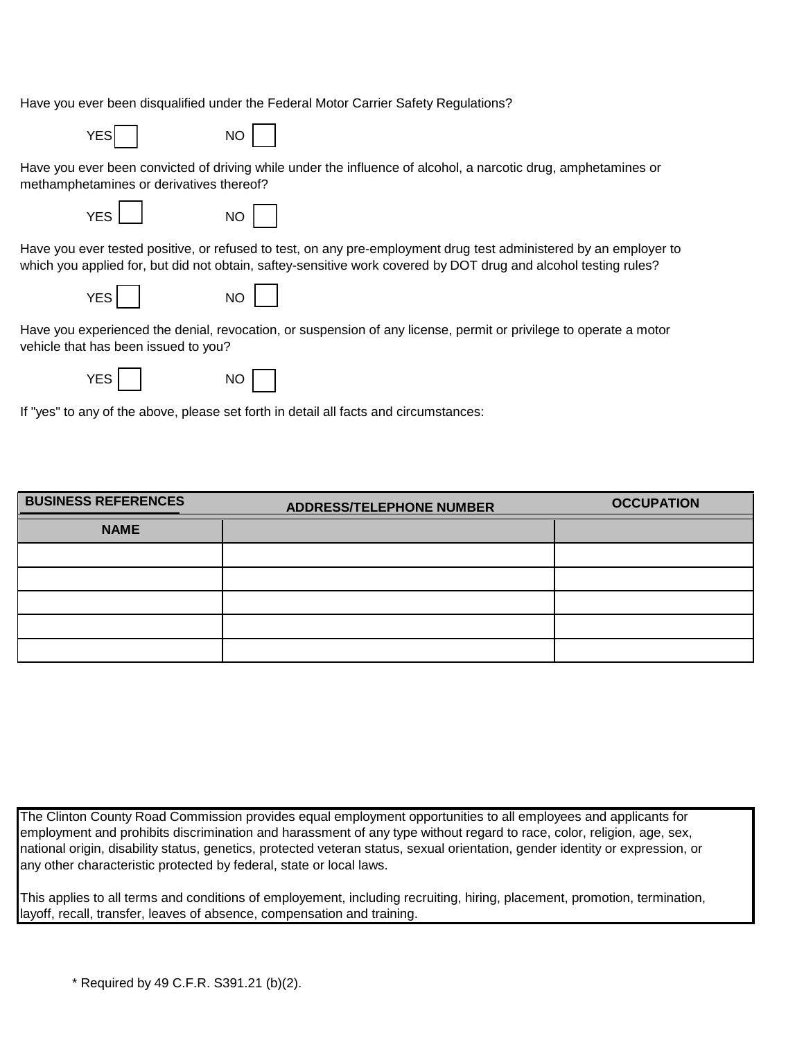Have you ever been disqualified under the Federal Motor Carrier Safety Regulations?

YES ☐ NO ☐

Have you ever been convicted of driving while under the influence of alcohol, a narcotic drug, amphetamines or methamphetamines or derivatives thereof?

YES ☐ NO ☐

Have you ever tested positive, or refused to test, on any pre-employment drug test administered by an employer to which you applied for, but did not obtain, saftey-sensitive work covered by DOT drug and alcohol testing rules?

YES ☐ NO ☐

Have you experienced the denial, revocation, or suspension of any license, permit or privilege to operate a motor vehicle that has been issued to you?

YES ☐ NO ☐

If "yes" to any of the above, please set forth in detail all facts and circumstances:

| **BUSINESS REFERENCES** | | |
|---|---|---|
| **NAME** | **ADDRESS/TELEPHONE NUMBER** | **OCCUPATION** |
| | | |
| | | |
| | | |
| | | |
| | | |

The Clinton County Road Commission provides equal employment opportunities to all employees and applicants for employment and prohibits discrimination and harassment of any type without regard to race, color, religion, age, sex, national origin, disability status, genetics, protected veteran status, sexual orientation, gender identity or expression, or any other characteristic protected by federal, state or local laws.

This applies to all terms and conditions of employement, including recruiting, hiring, placement, promotion, termination, layoff, recall, transfer, leaves of absence, compensation and training.

* Required by 49 C.F.R. S391.21 (b)(2).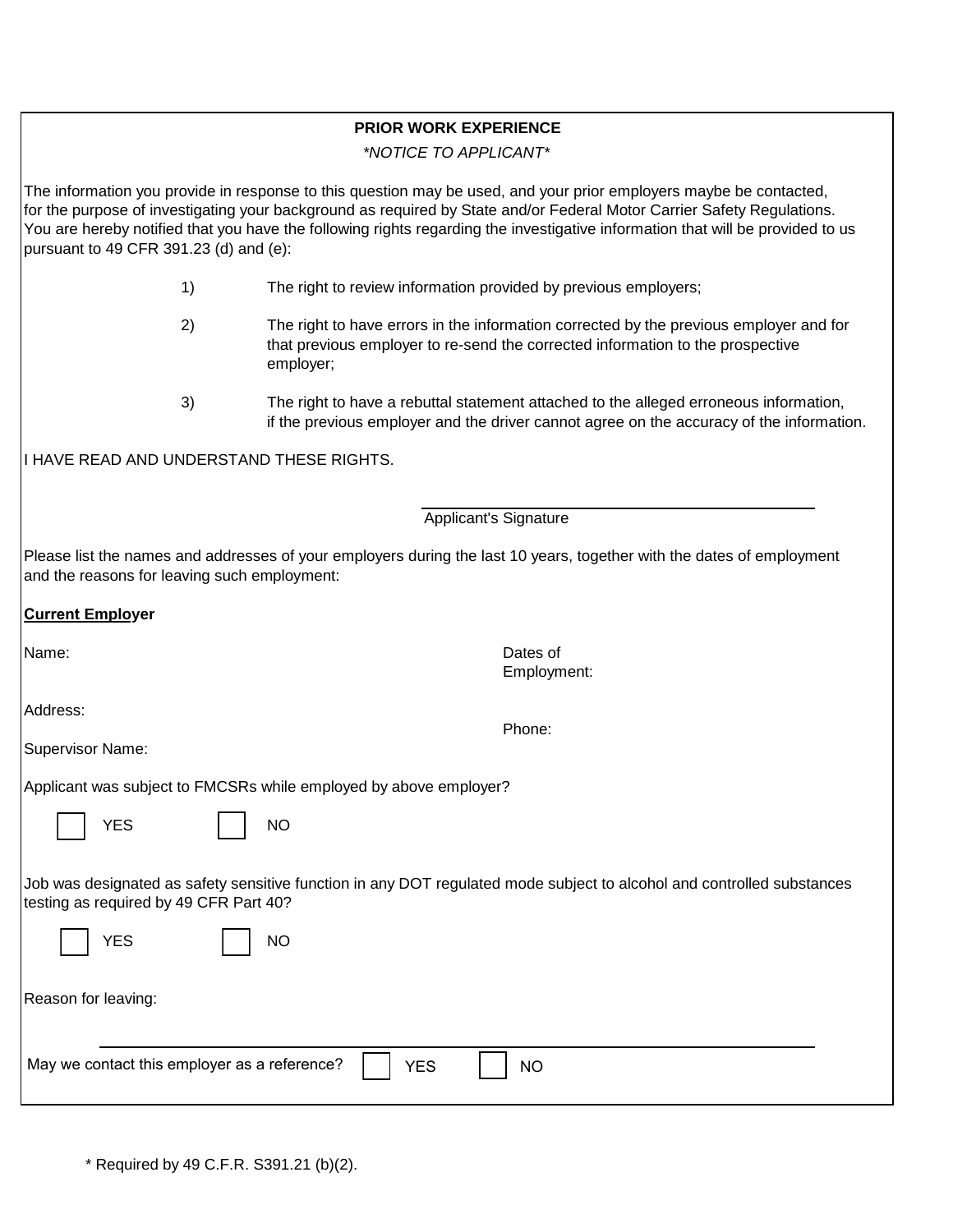## PRIOR WORK EXPERIENCE

*\*NOTICE TO APPLICANT\**

The information you provide in response to this question may be used, and your prior employers maybe be contacted, for the purpose of investigating your background as required by State and/or Federal Motor Carrier Safety Regulations. You are hereby notified that you have the following rights regarding the investigative information that will be provided to us pursuant to 49 CFR 391.23 (d) and (e):

1) The right to review information provided by previous employers;

2) The right to have errors in the information corrected by the previous employer and for that previous employer to re-send the corrected information to the prospective employer;

3) The right to have a rebuttal statement attached to the alleged erroneous information, if the previous employer and the driver cannot agree on the accuracy of the information.

I HAVE READ AND UNDERSTAND THESE RIGHTS.

______________________________________
Applicant's Signature

Please list the names and addresses of your employers during the last 10 years, together with the dates of employment and the reasons for leaving such employment:

**Current Employer**

Name: Dates of Employment:

Address: Phone:

Supervisor Name:

Applicant was subject to FMCSRs while employed by above employer?

☐ YES ☐ NO

Job was designated as safety sensitive function in any DOT regulated mode subject to alcohol and controlled substances testing as required by 49 CFR Part 40?

☐ YES ☐ NO

Reason for leaving:

______________________________________

May we contact this employer as a reference? ☐ YES ☐ NO

\* Required by 49 C.F.R. S391.21 (b)(2).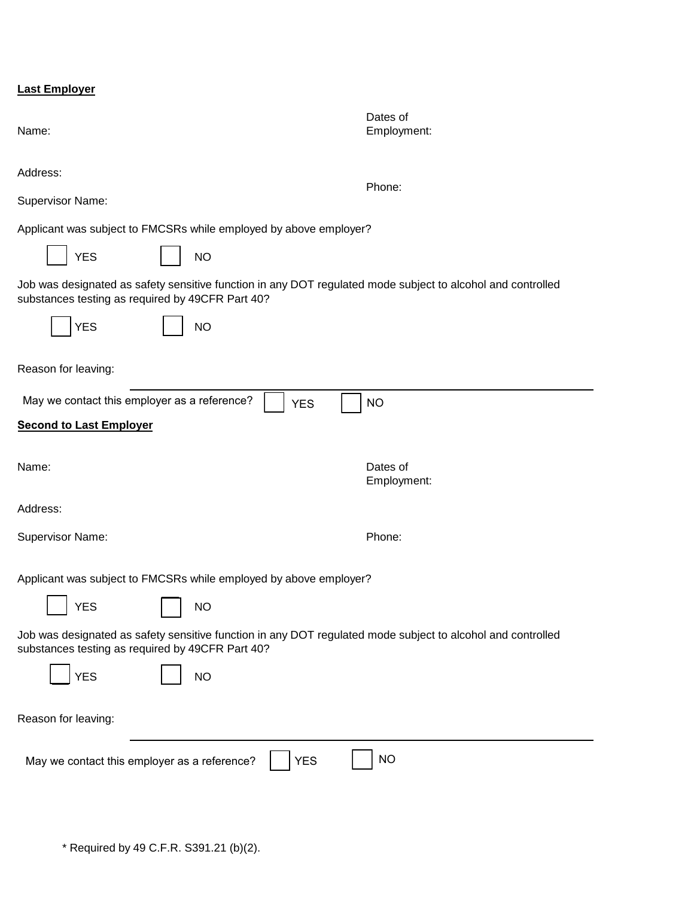**Last Employer**

Name:

Dates of Employment:

Address:

Phone:

Supervisor Name:

Applicant was subject to FMCSRs while employed by above employer?

☐ YES ☐ NO

Job was designated as safety sensitive function in any DOT regulated mode subject to alcohol and controlled substances testing as required by 49CFR Part 40?

☐ YES ☐ NO

Reason for leaving:

May we contact this employer as a reference? ☐ YES ☐ NO

**Second to Last Employer**

Name:

Dates of Employment:

Address:

Supervisor Name:

Phone:

Applicant was subject to FMCSRs while employed by above employer?

☐ YES ☐ NO

Job was designated as safety sensitive function in any DOT regulated mode subject to alcohol and controlled substances testing as required by 49CFR Part 40?

☐ YES ☐ NO

Reason for leaving:

May we contact this employer as a reference? ☐ YES ☐ NO

* Required by 49 C.F.R. S391.21 (b)(2).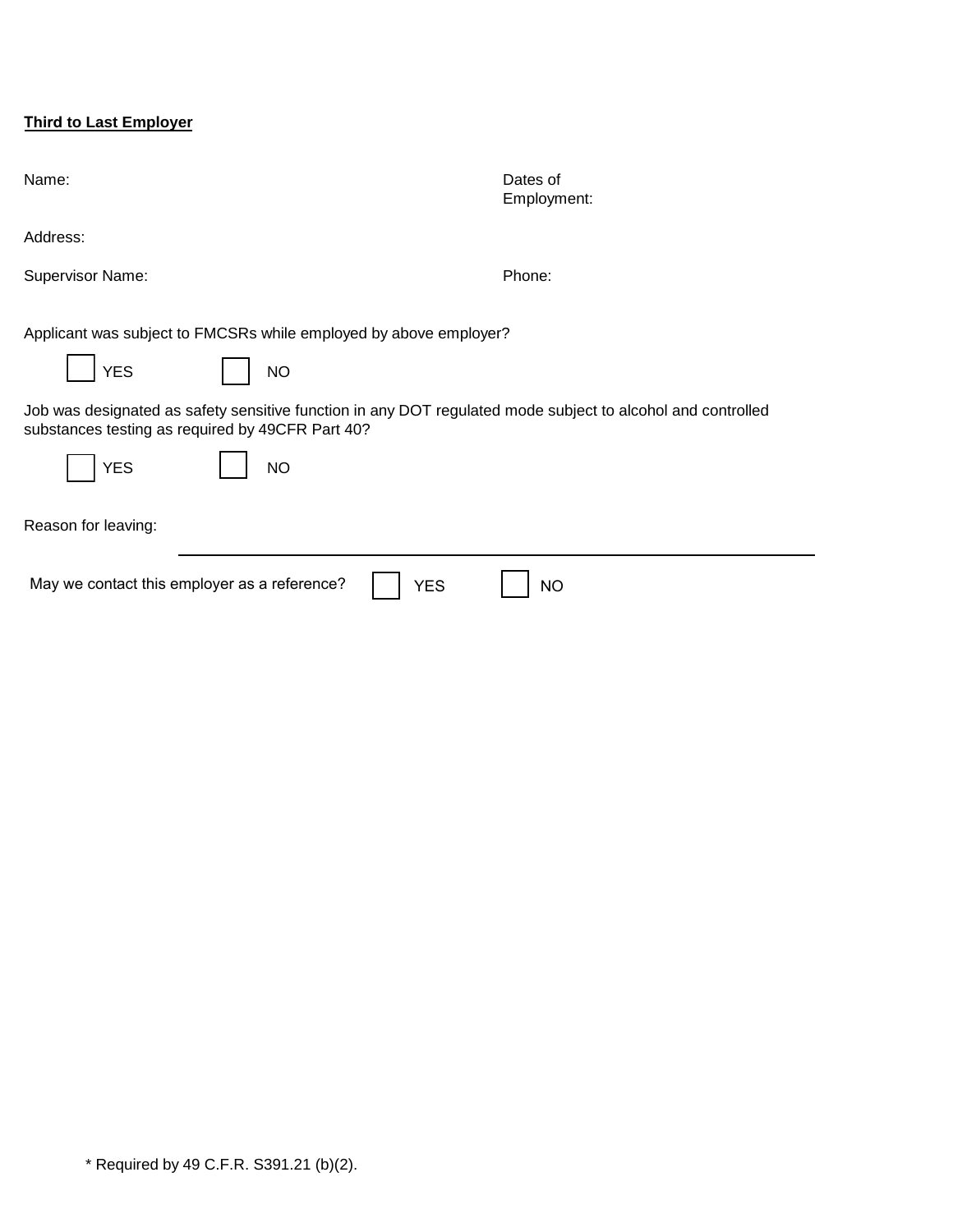**Third to Last Employer**

Name: Dates of Employment:

Address:

Supervisor Name: Phone:

Applicant was subject to FMCSRs while employed by above employer?

☐ YES ☐ NO

Job was designated as safety sensitive function in any DOT regulated mode subject to alcohol and controlled substances testing as required by 49CFR Part 40?

☐ YES ☐ NO

Reason for leaving: ______________________________

May we contact this employer as a reference? ☐ YES ☐ NO

* Required by 49 C.F.R. S391.21 (b)(2).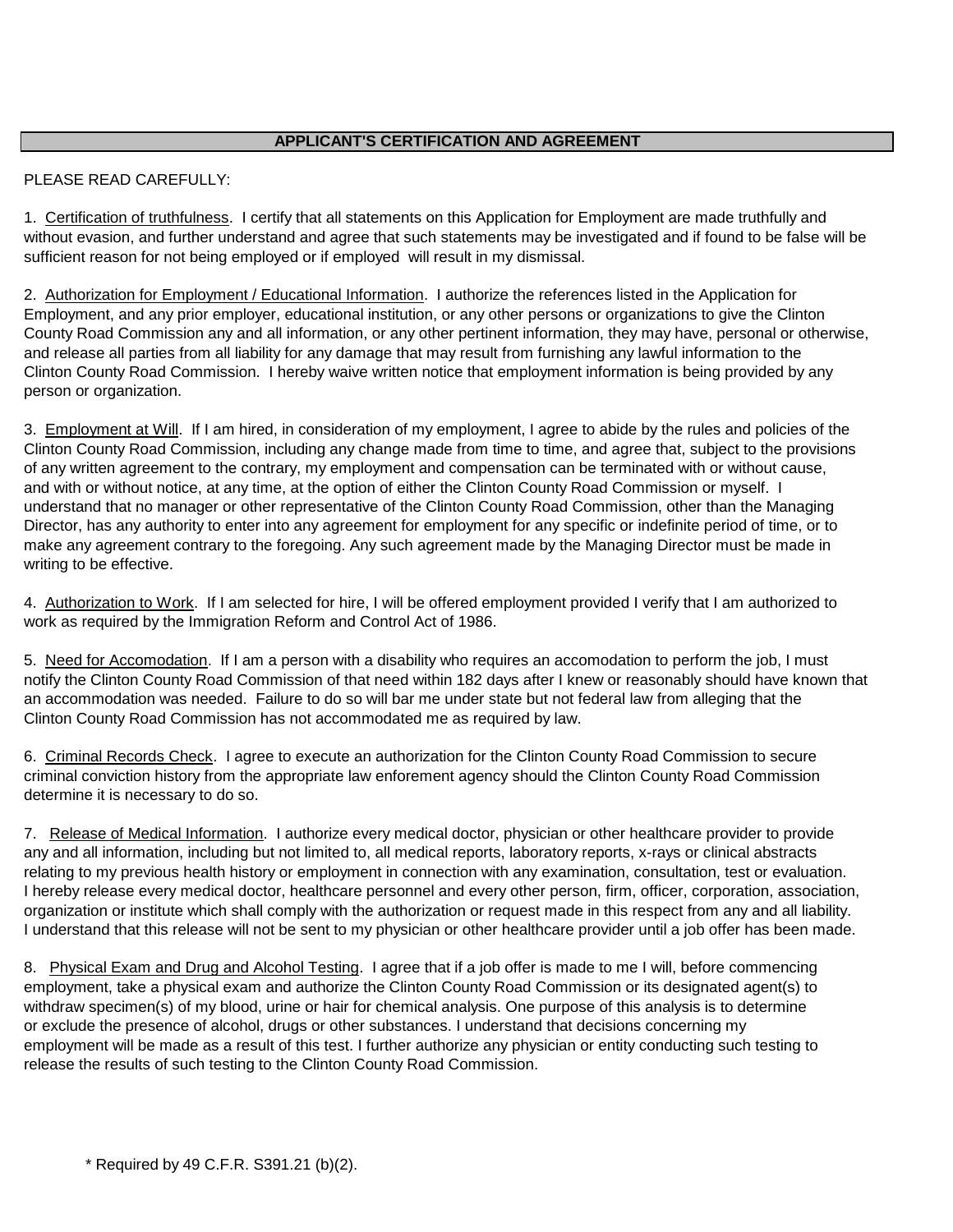## APPLICANT'S CERTIFICATION AND AGREEMENT

PLEASE READ CAREFULLY:

1. Certification of truthfulness. I certify that all statements on this Application for Employment are made truthfully and without evasion, and further understand and agree that such statements may be investigated and if found to be false will be sufficient reason for not being employed or if employed will result in my dismissal.

2. Authorization for Employment / Educational Information. I authorize the references listed in the Application for Employment, and any prior employer, educational institution, or any other persons or organizations to give the Clinton County Road Commission any and all information, or any other pertinent information, they may have, personal or otherwise, and release all parties from all liability for any damage that may result from furnishing any lawful information to the Clinton County Road Commission. I hereby waive written notice that employment information is being provided by any person or organization.

3. Employment at Will. If I am hired, in consideration of my employment, I agree to abide by the rules and policies of the Clinton County Road Commission, including any change made from time to time, and agree that, subject to the provisions of any written agreement to the contrary, my employment and compensation can be terminated with or without cause, and with or without notice, at any time, at the option of either the Clinton County Road Commission or myself. I understand that no manager or other representative of the Clinton County Road Commission, other than the Managing Director, has any authority to enter into any agreement for employment for any specific or indefinite period of time, or to make any agreement contrary to the foregoing. Any such agreement made by the Managing Director must be made in writing to be effective.

4. Authorization to Work. If I am selected for hire, I will be offered employment provided I verify that I am authorized to work as required by the Immigration Reform and Control Act of 1986.

5. Need for Accomodation. If I am a person with a disability who requires an accomodation to perform the job, I must notify the Clinton County Road Commission of that need within 182 days after I knew or reasonably should have known that an accommodation was needed. Failure to do so will bar me under state but not federal law from alleging that the Clinton County Road Commission has not accommodated me as required by law.

6. Criminal Records Check. I agree to execute an authorization for the Clinton County Road Commission to secure criminal conviction history from the appropriate law enforement agency should the Clinton County Road Commission determine it is necessary to do so.

7. Release of Medical Information. I authorize every medical doctor, physician or other healthcare provider to provide any and all information, including but not limited to, all medical reports, laboratory reports, x-rays or clinical abstracts relating to my previous health history or employment in connection with any examination, consultation, test or evaluation. I hereby release every medical doctor, healthcare personnel and every other person, firm, officer, corporation, association, organization or institute which shall comply with the authorization or request made in this respect from any and all liability. I understand that this release will not be sent to my physician or other healthcare provider until a job offer has been made.

8. Physical Exam and Drug and Alcohol Testing. I agree that if a job offer is made to me I will, before commencing employment, take a physical exam and authorize the Clinton County Road Commission or its designated agent(s) to withdraw specimen(s) of my blood, urine or hair for chemical analysis. One purpose of this analysis is to determine or exclude the presence of alcohol, drugs or other substances. I understand that decisions concerning my employment will be made as a result of this test. I further authorize any physician or entity conducting such testing to release the results of such testing to the Clinton County Road Commission.

\* Required by 49 C.F.R. S391.21 (b)(2).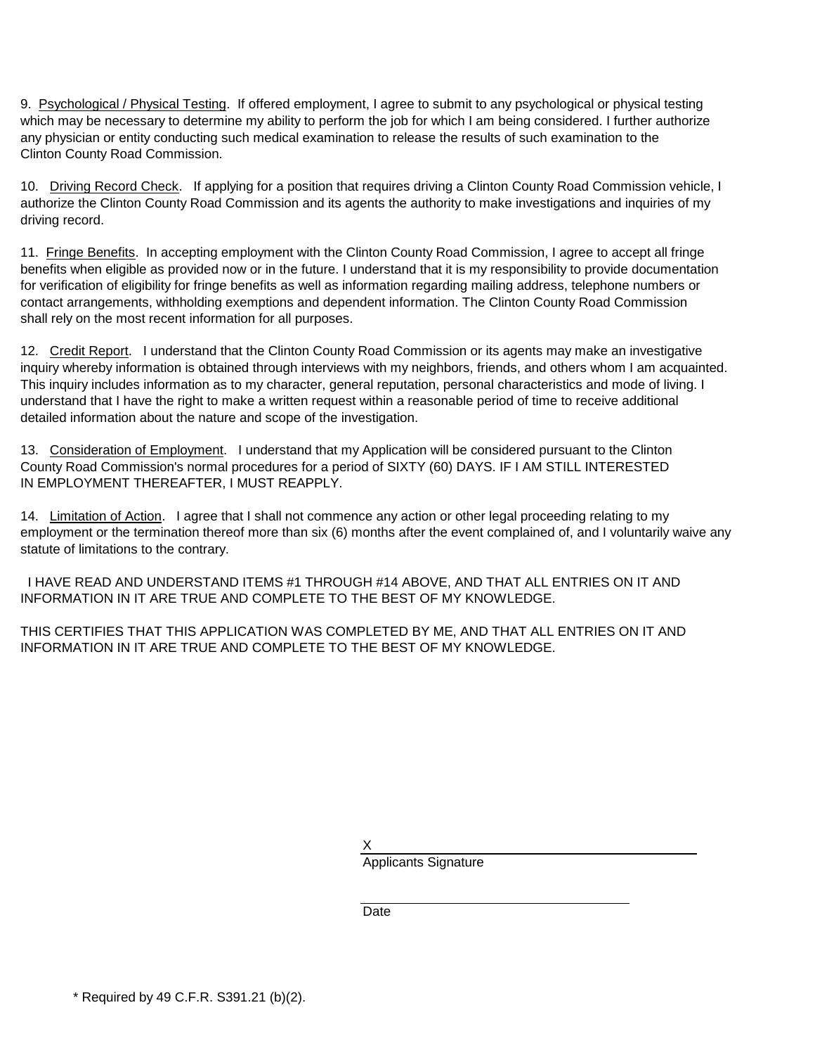9. Psychological / Physical Testing. If offered employment, I agree to submit to any psychological or physical testing which may be necessary to determine my ability to perform the job for which I am being considered. I further authorize any physician or entity conducting such medical examination to release the results of such examination to the Clinton County Road Commission.

10. Driving Record Check. If applying for a position that requires driving a Clinton County Road Commission vehicle, I authorize the Clinton County Road Commission and its agents the authority to make investigations and inquiries of my driving record.

11. Fringe Benefits. In accepting employment with the Clinton County Road Commission, I agree to accept all fringe benefits when eligible as provided now or in the future. I understand that it is my responsibility to provide documentation for verification of eligibility for fringe benefits as well as information regarding mailing address, telephone numbers or contact arrangements, withholding exemptions and dependent information. The Clinton County Road Commission shall rely on the most recent information for all purposes.

12. Credit Report. I understand that the Clinton County Road Commission or its agents may make an investigative inquiry whereby information is obtained through interviews with my neighbors, friends, and others whom I am acquainted. This inquiry includes information as to my character, general reputation, personal characteristics and mode of living. I understand that I have the right to make a written request within a reasonable period of time to receive additional detailed information about the nature and scope of the investigation.

13. Consideration of Employment. I understand that my Application will be considered pursuant to the Clinton County Road Commission's normal procedures for a period of SIXTY (60) DAYS. IF I AM STILL INTERESTED IN EMPLOYMENT THEREAFTER, I MUST REAPPLY.

14. Limitation of Action. I agree that I shall not commence any action or other legal proceeding relating to my employment or the termination thereof more than six (6) months after the event complained of, and I voluntarily waive any statute of limitations to the contrary.

I HAVE READ AND UNDERSTAND ITEMS #1 THROUGH #14 ABOVE, AND THAT ALL ENTRIES ON IT AND INFORMATION IN IT ARE TRUE AND COMPLETE TO THE BEST OF MY KNOWLEDGE.

THIS CERTIFIES THAT THIS APPLICATION WAS COMPLETED BY ME, AND THAT ALL ENTRIES ON IT AND INFORMATION IN IT ARE TRUE AND COMPLETE TO THE BEST OF MY KNOWLEDGE.

X \_\_\_\_\_\_\_\_\_\_\_\_\_\_\_\_\_\_\_\_\_\_\_\_\_\_\_\_\_\_\_\_\_\_\_\_

Applicants Signature

\_\_\_\_\_\_\_\_\_\_\_\_\_\_\_\_\_\_\_\_\_\_\_\_\_\_\_\_\_\_\_\_\_\_\_\_

Date

\* Required by 49 C.F.R. S391.21 (b)(2).